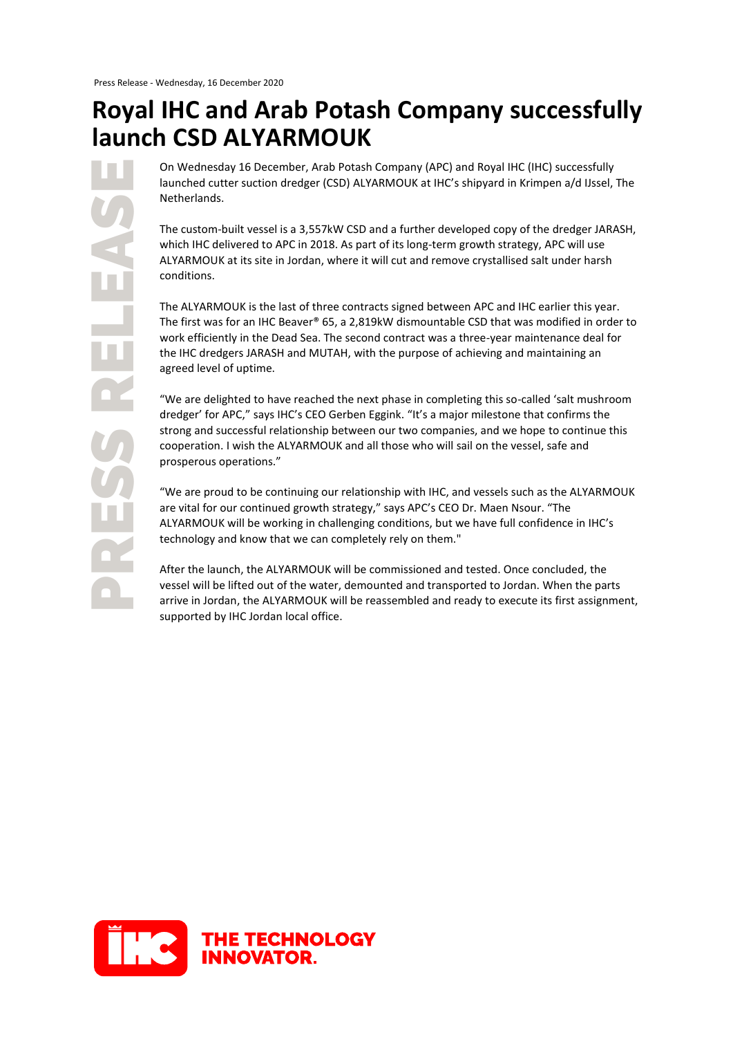Press Release - Wednesday, 16 December 2020

# Royal IHC and Arab Potash Company successfully launch CSD ALYARMOUK

On Wednesday 16 December, Arab Potash Company (APC) and Royal IHC (IHC) successfully launched cutter suction dredger (CSD) ALYARMOUK at IHC's shipyard in Krimpen a/d IJssel, The Netherlands.

The custom-built vessel is a 3,557kW CSD and a further developed copy of the dredger JARASH, which IHC delivered to APC in 2018. As part of its long-term growth strategy, APC will use ALYARMOUK at its site in Jordan, where it will cut and remove crystallised salt under harsh conditions.

The ALYARMOUK is the last of three contracts signed between APC and IHC earlier this year. The first was for an IHC Beaver® 65, a 2,819kW dismountable CSD that was modified in order to work efficiently in the Dead Sea. The second contract was a three-year maintenance deal for the IHC dredgers JARASH and MUTAH, with the purpose of achieving and maintaining an agreed level of uptime.

"We are delighted to have reached the next phase in completing this so-called 'salt mushroom dredger' for APC," says IHC's CEO Gerben Eggink. "It's a major milestone that confirms the strong and successful relationship between our two companies, and we hope to continue this cooperation. I wish the ALYARMOUK and all those who will sail on the vessel, safe and prosperous operations."

"We are proud to be continuing our relationship with IHC, and vessels such as the ALYARMOUK are vital for our continued growth strategy," says APC's CEO Dr. Maen Nsour. "The ALYARMOUK will be working in challenging conditions, but we have full confidence in IHC's technology and know that we can completely rely on them."

After the launch, the ALYARMOUK will be commissioned and tested. Once concluded, the vessel will be lifted out of the water, demounted and transported to Jordan. When the parts arrive in Jordan, the ALYARMOUK will be reassembled and ready to execute its first assignment, supported by IHC Jordan local office.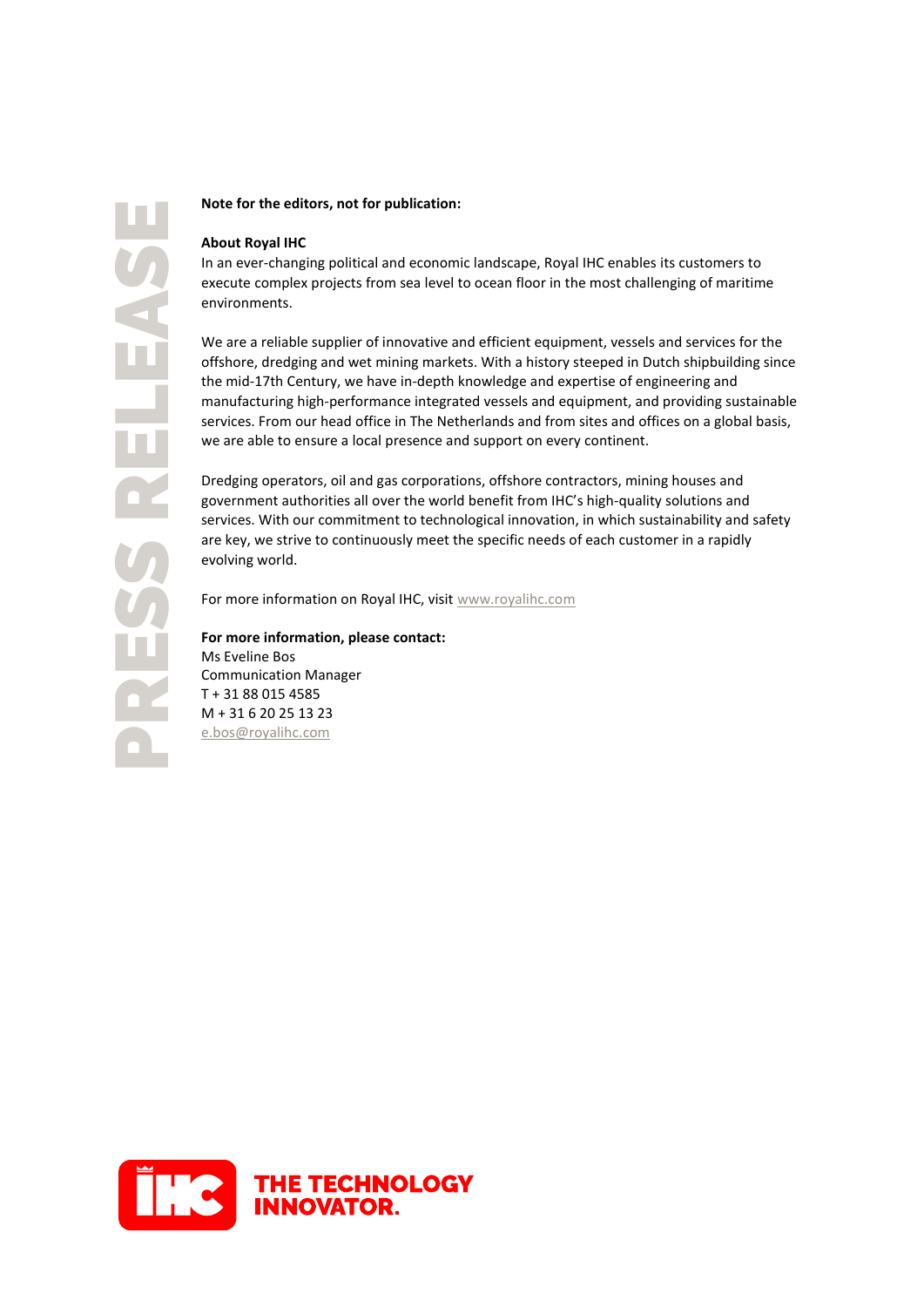**Note for the editors, not for publication:**

**About Royal IHC**

In an ever-changing political and economic landscape, Royal IHC enables its customers to execute complex projects from sea level to ocean floor in the most challenging of maritime environments.

We are a reliable supplier of innovative and efficient equipment, vessels and services for the offshore, dredging and wet mining markets. With a history steeped in Dutch shipbuilding since the mid-17th Century, we have in-depth knowledge and expertise of engineering and manufacturing high-performance integrated vessels and equipment, and providing sustainable services. From our head office in The Netherlands and from sites and offices on a global basis, we are able to ensure a local presence and support on every continent.

Dredging operators, oil and gas corporations, offshore contractors, mining houses and government authorities all over the world benefit from IHC's high-quality solutions and services. With our commitment to technological innovation, in which sustainability and safety are key, we strive to continuously meet the specific needs of each customer in a rapidly evolving world.

For more information on Royal IHC, visit www.royalihc.com

**For more information, please contact:**

Ms Eveline Bos
Communication Manager
T + 31 88 015 4585
M + 31 6 20 25 13 23
e.bos@royalihc.com